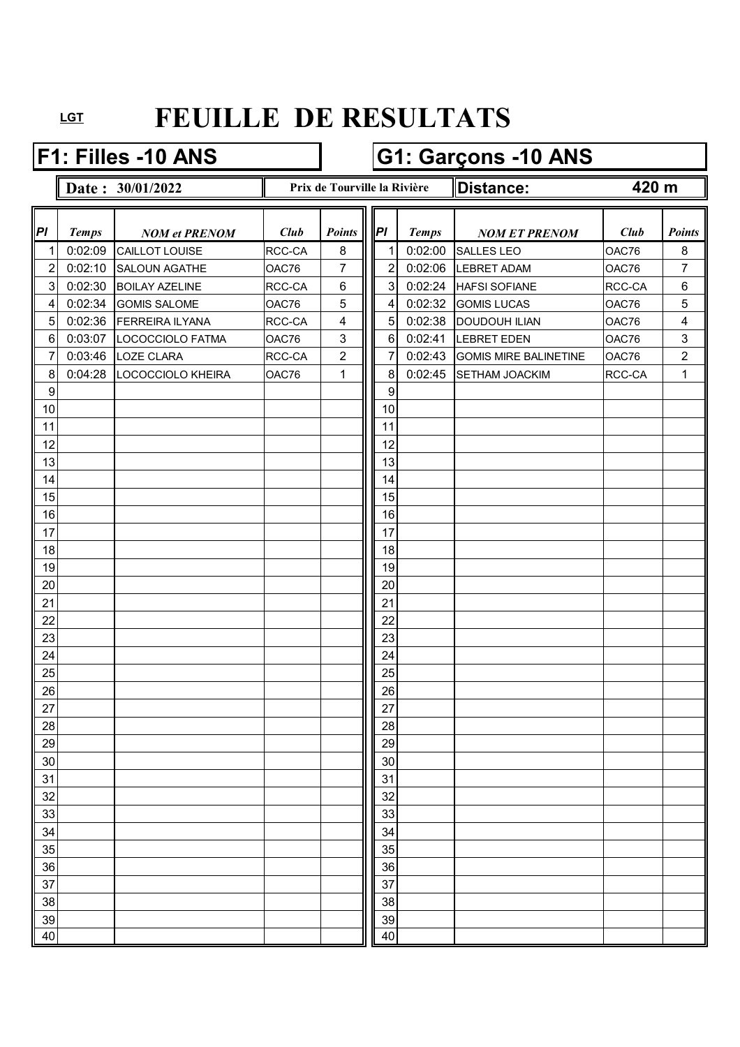LGT

# FEUILLE DE RESULTATS

## F1: Filles -10 ANS

## G1: Garçons -10 ANS

**Date : 30/01/2022** | **Prix de Tourville la Rivière** | **Distance: 420 m**

| Pl | Temps | NOM et PRENOM | Club | Points | Pl | Temps | NOM ET PRENOM | Club | Points |
|---|---|---|---|---|---|---|---|---|---|
| 1 | 0:02:09 | CAILLOT LOUISE | RCC-CA | 8 | 1 | 0:02:00 | SALLES LEO | OAC76 | 8 |
| 2 | 0:02:10 | SALOUN AGATHE | OAC76 | 7 | 2 | 0:02:06 | LEBRET ADAM | OAC76 | 7 |
| 3 | 0:02:30 | BOILAY AZELINE | RCC-CA | 6 | 3 | 0:02:24 | HAFSI SOFIANE | RCC-CA | 6 |
| 4 | 0:02:34 | GOMIS SALOME | OAC76 | 5 | 4 | 0:02:32 | GOMIS LUCAS | OAC76 | 5 |
| 5 | 0:02:36 | FERREIRA ILYANA | RCC-CA | 4 | 5 | 0:02:38 | DOUDOUH ILIAN | OAC76 | 4 |
| 6 | 0:03:07 | LOCOCCIOLO FATMA | OAC76 | 3 | 6 | 0:02:41 | LEBRET EDEN | OAC76 | 3 |
| 7 | 0:03:46 | LOZE CLARA | RCC-CA | 2 | 7 | 0:02:43 | GOMIS MIRE BALINETINE | OAC76 | 2 |
| 8 | 0:04:28 | LOCOCCIOLO KHEIRA | OAC76 | 1 | 8 | 0:02:45 | SETHAM JOACKIM | RCC-CA | 1 |
| 9 | | | | | 9 | | | | |
| 10 | | | | | 10 | | | | |
| 11 | | | | | 11 | | | | |
| 12 | | | | | 12 | | | | |
| 13 | | | | | 13 | | | | |
| 14 | | | | | 14 | | | | |
| 15 | | | | | 15 | | | | |
| 16 | | | | | 16 | | | | |
| 17 | | | | | 17 | | | | |
| 18 | | | | | 18 | | | | |
| 19 | | | | | 19 | | | | |
| 20 | | | | | 20 | | | | |
| 21 | | | | | 21 | | | | |
| 22 | | | | | 22 | | | | |
| 23 | | | | | 23 | | | | |
| 24 | | | | | 24 | | | | |
| 25 | | | | | 25 | | | | |
| 26 | | | | | 26 | | | | |
| 27 | | | | | 27 | | | | |
| 28 | | | | | 28 | | | | |
| 29 | | | | | 29 | | | | |
| 30 | | | | | 30 | | | | |
| 31 | | | | | 31 | | | | |
| 32 | | | | | 32 | | | | |
| 33 | | | | | 33 | | | | |
| 34 | | | | | 34 | | | | |
| 35 | | | | | 35 | | | | |
| 36 | | | | | 36 | | | | |
| 37 | | | | | 37 | | | | |
| 38 | | | | | 38 | | | | |
| 39 | | | | | 39 | | | | |
| 40 | | | | | 40 | | | | |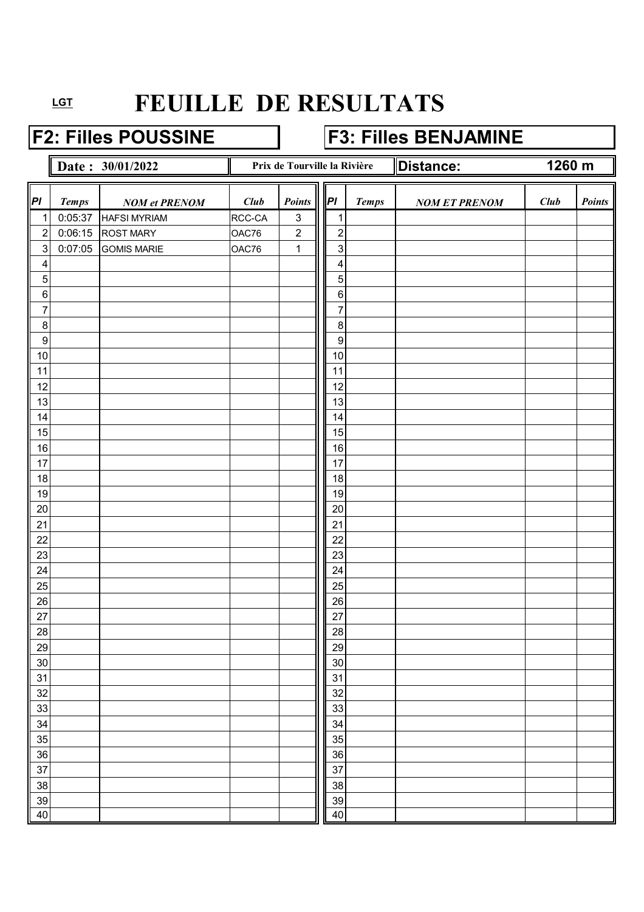LGT

# FEUILLE DE RESULTATS

## F2: Filles POUSSINE

## F3: Filles BENJAMINE

**Date : 30/01/2022** — **Prix de Tourville la Rivière** — **Distance: 1260 m**

| Pl | Temps | NOM et PRENOM | Club | Points | Pl | Temps | NOM ET PRENOM | Club | Points |
|---|---|---|---|---|---|---|---|---|---|
| 1 | 0:05:37 | HAFSI MYRIAM | RCC-CA | 3 | 1 | | | | |
| 2 | 0:06:15 | ROST MARY | OAC76 | 2 | 2 | | | | |
| 3 | 0:07:05 | GOMIS MARIE | OAC76 | 1 | 3 | | | | |
| 4 | | | | | 4 | | | | |
| 5 | | | | | 5 | | | | |
| 6 | | | | | 6 | | | | |
| 7 | | | | | 7 | | | | |
| 8 | | | | | 8 | | | | |
| 9 | | | | | 9 | | | | |
| 10 | | | | | 10 | | | | |
| 11 | | | | | 11 | | | | |
| 12 | | | | | 12 | | | | |
| 13 | | | | | 13 | | | | |
| 14 | | | | | 14 | | | | |
| 15 | | | | | 15 | | | | |
| 16 | | | | | 16 | | | | |
| 17 | | | | | 17 | | | | |
| 18 | | | | | 18 | | | | |
| 19 | | | | | 19 | | | | |
| 20 | | | | | 20 | | | | |
| 21 | | | | | 21 | | | | |
| 22 | | | | | 22 | | | | |
| 23 | | | | | 23 | | | | |
| 24 | | | | | 24 | | | | |
| 25 | | | | | 25 | | | | |
| 26 | | | | | 26 | | | | |
| 27 | | | | | 27 | | | | |
| 28 | | | | | 28 | | | | |
| 29 | | | | | 29 | | | | |
| 30 | | | | | 30 | | | | |
| 31 | | | | | 31 | | | | |
| 32 | | | | | 32 | | | | |
| 33 | | | | | 33 | | | | |
| 34 | | | | | 34 | | | | |
| 35 | | | | | 35 | | | | |
| 36 | | | | | 36 | | | | |
| 37 | | | | | 37 | | | | |
| 38 | | | | | 38 | | | | |
| 39 | | | | | 39 | | | | |
| 40 | | | | | 40 | | | | |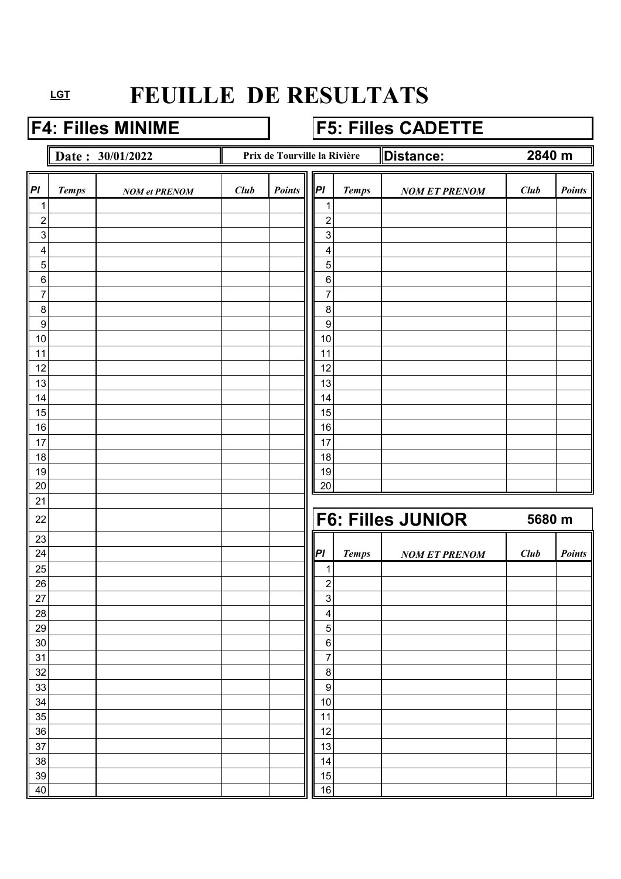LGT

# FEUILLE DE RESULTATS

## F4: Filles MINIME

## F5: Filles CADETTE

**Date : 30/01/2022** | **Prix de Tourville la Rivière** | **Distance: 2840 m**

| Pl | Temps | NOM et PRENOM | Club | Points |
|---|---|---|---|---|
| 1 | | | | |
| 2 | | | | |
| 3 | | | | |
| 4 | | | | |
| 5 | | | | |
| 6 | | | | |
| 7 | | | | |
| 8 | | | | |
| 9 | | | | |
| 10 | | | | |
| 11 | | | | |
| 12 | | | | |
| 13 | | | | |
| 14 | | | | |
| 15 | | | | |
| 16 | | | | |
| 17 | | | | |
| 18 | | | | |
| 19 | | | | |
| 20 | | | | |
| 21 | | | | |
| 22 | | | | |
| 23 | | | | |
| 24 | | | | |
| 25 | | | | |
| 26 | | | | |
| 27 | | | | |
| 28 | | | | |
| 29 | | | | |
| 30 | | | | |
| 31 | | | | |
| 32 | | | | |
| 33 | | | | |
| 34 | | | | |
| 35 | | | | |
| 36 | | | | |
| 37 | | | | |
| 38 | | | | |
| 39 | | | | |
| 40 | | | | |

**F5: Filles CADETTE**

| Pl | Temps | NOM ET PRENOM | Club | Points |
|---|---|---|---|---|
| 1 | | | | |
| 2 | | | | |
| 3 | | | | |
| 4 | | | | |
| 5 | | | | |
| 6 | | | | |
| 7 | | | | |
| 8 | | | | |
| 9 | | | | |
| 10 | | | | |
| 11 | | | | |
| 12 | | | | |
| 13 | | | | |
| 14 | | | | |
| 15 | | | | |
| 16 | | | | |
| 17 | | | | |
| 18 | | | | |
| 19 | | | | |
| 20 | | | | |

## F6: Filles JUNIOR 5680 m

| Pl | Temps | NOM ET PRENOM | Club | Points |
|---|---|---|---|---|
| 1 | | | | |
| 2 | | | | |
| 3 | | | | |
| 4 | | | | |
| 5 | | | | |
| 6 | | | | |
| 7 | | | | |
| 8 | | | | |
| 9 | | | | |
| 10 | | | | |
| 11 | | | | |
| 12 | | | | |
| 13 | | | | |
| 14 | | | | |
| 15 | | | | |
| 16 | | | | |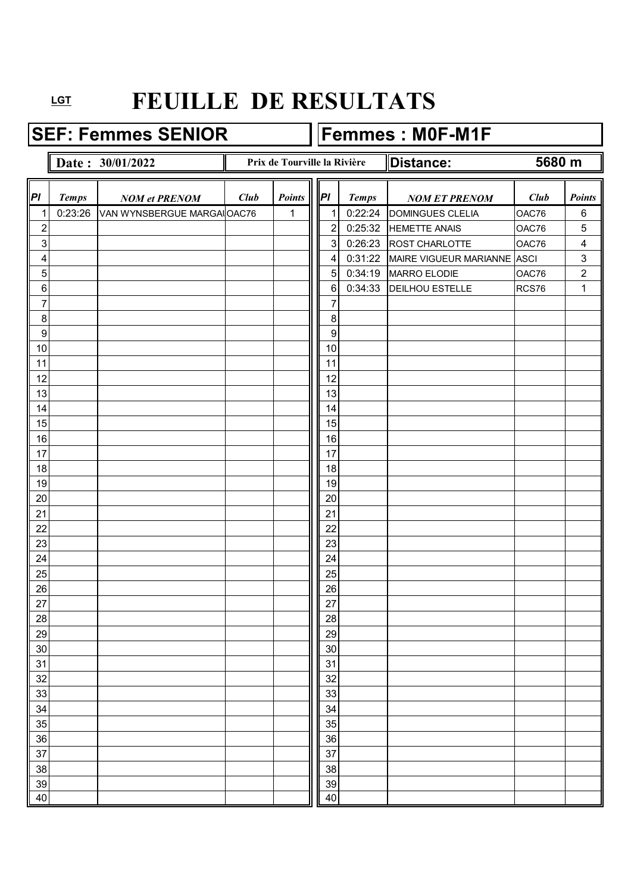LGT

# FEUILLE DE RESULTATS

## SEF: Femmes SENIOR

**Date : 30/01/2022** — **Prix de Tourville la Rivière**

| Pl | Temps | NOM et PRENOM | Club | Points |
|---|---|---|---|---|
| 1 | 0:23:26 | VAN WYNSBERGUE MARGAI | OAC76 | 1 |
| 2 | | | | |
| 3 | | | | |
| 4 | | | | |
| 5 | | | | |
| 6 | | | | |
| 7 | | | | |
| 8 | | | | |
| 9 | | | | |
| 10 | | | | |
| 11 | | | | |
| 12 | | | | |
| 13 | | | | |
| 14 | | | | |
| 15 | | | | |
| 16 | | | | |
| 17 | | | | |
| 18 | | | | |
| 19 | | | | |
| 20 | | | | |
| 21 | | | | |
| 22 | | | | |
| 23 | | | | |
| 24 | | | | |
| 25 | | | | |
| 26 | | | | |
| 27 | | | | |
| 28 | | | | |
| 29 | | | | |
| 30 | | | | |
| 31 | | | | |
| 32 | | | | |
| 33 | | | | |
| 34 | | | | |
| 35 | | | | |
| 36 | | | | |
| 37 | | | | |
| 38 | | | | |
| 39 | | | | |
| 40 | | | | |

## Femmes : M0F-M1F

**Distance: 5680 m**

| Pl | Temps | NOM ET PRENOM | Club | Points |
|---|---|---|---|---|
| 1 | 0:22:24 | DOMINGUES CLELIA | OAC76 | 6 |
| 2 | 0:25:32 | HEMETTE ANAIS | OAC76 | 5 |
| 3 | 0:26:23 | ROST CHARLOTTE | OAC76 | 4 |
| 4 | 0:31:22 | MAIRE VIGUEUR MARIANNE | ASCI | 3 |
| 5 | 0:34:19 | MARRO ELODIE | OAC76 | 2 |
| 6 | 0:34:33 | DEILHOU ESTELLE | RCS76 | 1 |
| 7 | | | | |
| 8 | | | | |
| 9 | | | | |
| 10 | | | | |
| 11 | | | | |
| 12 | | | | |
| 13 | | | | |
| 14 | | | | |
| 15 | | | | |
| 16 | | | | |
| 17 | | | | |
| 18 | | | | |
| 19 | | | | |
| 20 | | | | |
| 21 | | | | |
| 22 | | | | |
| 23 | | | | |
| 24 | | | | |
| 25 | | | | |
| 26 | | | | |
| 27 | | | | |
| 28 | | | | |
| 29 | | | | |
| 30 | | | | |
| 31 | | | | |
| 32 | | | | |
| 33 | | | | |
| 34 | | | | |
| 35 | | | | |
| 36 | | | | |
| 37 | | | | |
| 38 | | | | |
| 39 | | | | |
| 40 | | | | |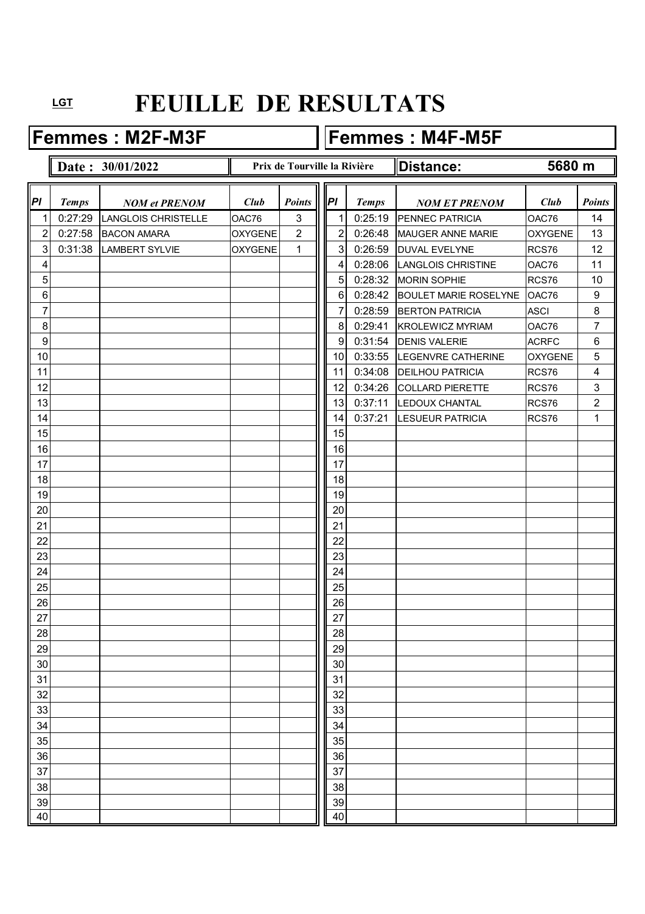LGT

# FEUILLE DE RESULTATS

## Femmes : M2F-M3F

## Femmes : M4F-M5F

**Date : 30/01/2022** | **Prix de Tourville la Rivière** | **Distance: 5680 m**

| *Pl* | *Temps* | *NOM et PRENOM* | *Club* | *Points* |
|---|---|---|---|---|
| 1 | 0:27:29 | LANGLOIS CHRISTELLE | OAC76 | 3 |
| 2 | 0:27:58 | BACON AMARA | OXYGENE | 2 |
| 3 | 0:31:38 | LAMBERT SYLVIE | OXYGENE | 1 |
| 4 | | | | |
| 5 | | | | |
| 6 | | | | |
| 7 | | | | |
| 8 | | | | |
| 9 | | | | |
| 10 | | | | |
| 11 | | | | |
| 12 | | | | |
| 13 | | | | |
| 14 | | | | |
| 15 | | | | |
| 16 | | | | |
| 17 | | | | |
| 18 | | | | |
| 19 | | | | |
| 20 | | | | |
| 21 | | | | |
| 22 | | | | |
| 23 | | | | |
| 24 | | | | |
| 25 | | | | |
| 26 | | | | |
| 27 | | | | |
| 28 | | | | |
| 29 | | | | |
| 30 | | | | |
| 31 | | | | |
| 32 | | | | |
| 33 | | | | |
| 34 | | | | |
| 35 | | | | |
| 36 | | | | |
| 37 | | | | |
| 38 | | | | |
| 39 | | | | |
| 40 | | | | |

| *Pl* | *Temps* | *NOM ET PRENOM* | *Club* | *Points* |
|---|---|---|---|---|
| 1 | 0:25:19 | PENNEC PATRICIA | OAC76 | 14 |
| 2 | 0:26:48 | MAUGER ANNE MARIE | OXYGENE | 13 |
| 3 | 0:26:59 | DUVAL EVELYNE | RCS76 | 12 |
| 4 | 0:28:06 | LANGLOIS CHRISTINE | OAC76 | 11 |
| 5 | 0:28:32 | MORIN SOPHIE | RCS76 | 10 |
| 6 | 0:28:42 | BOULET MARIE ROSELYNE | OAC76 | 9 |
| 7 | 0:28:59 | BERTON PATRICIA | ASCI | 8 |
| 8 | 0:29:41 | KROLEWICZ MYRIAM | OAC76 | 7 |
| 9 | 0:31:54 | DENIS VALERIE | ACRFC | 6 |
| 10 | 0:33:55 | LEGENVRE CATHERINE | OXYGENE | 5 |
| 11 | 0:34:08 | DEILHOU PATRICIA | RCS76 | 4 |
| 12 | 0:34:26 | COLLARD PIERETTE | RCS76 | 3 |
| 13 | 0:37:11 | LEDOUX CHANTAL | RCS76 | 2 |
| 14 | 0:37:21 | LESUEUR PATRICIA | RCS76 | 1 |
| 15 | | | | |
| 16 | | | | |
| 17 | | | | |
| 18 | | | | |
| 19 | | | | |
| 20 | | | | |
| 21 | | | | |
| 22 | | | | |
| 23 | | | | |
| 24 | | | | |
| 25 | | | | |
| 26 | | | | |
| 27 | | | | |
| 28 | | | | |
| 29 | | | | |
| 30 | | | | |
| 31 | | | | |
| 32 | | | | |
| 33 | | | | |
| 34 | | | | |
| 35 | | | | |
| 36 | | | | |
| 37 | | | | |
| 38 | | | | |
| 39 | | | | |
| 40 | | | | |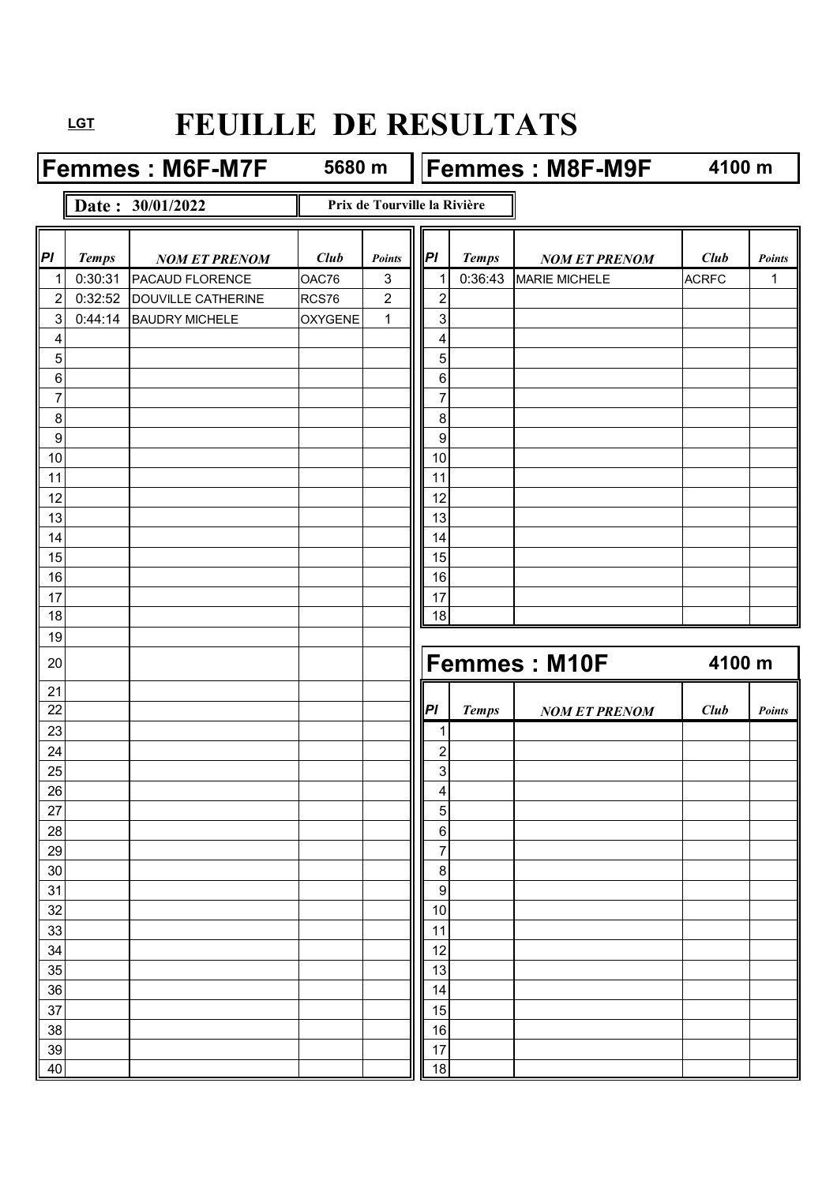LGT

# FEUILLE DE RESULTATS

**Date : 30/01/2022** — **Prix de Tourville la Rivière**

## Femmes : M6F-M7F — 5680 m

| Pl | Temps | NOM ET PRENOM | Club | Points |
|---|---|---|---|---|
| 1 | 0:30:31 | PACAUD FLORENCE | OAC76 | 3 |
| 2 | 0:32:52 | DOUVILLE CATHERINE | RCS76 | 2 |
| 3 | 0:44:14 | BAUDRY MICHELE | OXYGENE | 1 |
| 4 | | | | |
| 5 | | | | |
| 6 | | | | |
| 7 | | | | |
| 8 | | | | |
| 9 | | | | |
| 10 | | | | |
| 11 | | | | |
| 12 | | | | |
| 13 | | | | |
| 14 | | | | |
| 15 | | | | |
| 16 | | | | |
| 17 | | | | |
| 18 | | | | |
| 19 | | | | |
| 20 | | | | |
| 21 | | | | |
| 22 | | | | |
| 23 | | | | |
| 24 | | | | |
| 25 | | | | |
| 26 | | | | |
| 27 | | | | |
| 28 | | | | |
| 29 | | | | |
| 30 | | | | |
| 31 | | | | |
| 32 | | | | |
| 33 | | | | |
| 34 | | | | |
| 35 | | | | |
| 36 | | | | |
| 37 | | | | |
| 38 | | | | |
| 39 | | | | |
| 40 | | | | |

## Femmes : M8F-M9F — 4100 m

| Pl | Temps | NOM ET PRENOM | Club | Points |
|---|---|---|---|---|
| 1 | 0:36:43 | MARIE MICHELE | ACRFC | 1 |
| 2 | | | | |
| 3 | | | | |
| 4 | | | | |
| 5 | | | | |
| 6 | | | | |
| 7 | | | | |
| 8 | | | | |
| 9 | | | | |
| 10 | | | | |
| 11 | | | | |
| 12 | | | | |
| 13 | | | | |
| 14 | | | | |
| 15 | | | | |
| 16 | | | | |
| 17 | | | | |
| 18 | | | | |

## Femmes : M10F — 4100 m

| Pl | Temps | NOM ET PRENOM | Club | Points |
|---|---|---|---|---|
| 1 | | | | |
| 2 | | | | |
| 3 | | | | |
| 4 | | | | |
| 5 | | | | |
| 6 | | | | |
| 7 | | | | |
| 8 | | | | |
| 9 | | | | |
| 10 | | | | |
| 11 | | | | |
| 12 | | | | |
| 13 | | | | |
| 14 | | | | |
| 15 | | | | |
| 16 | | | | |
| 17 | | | | |
| 18 | | | | |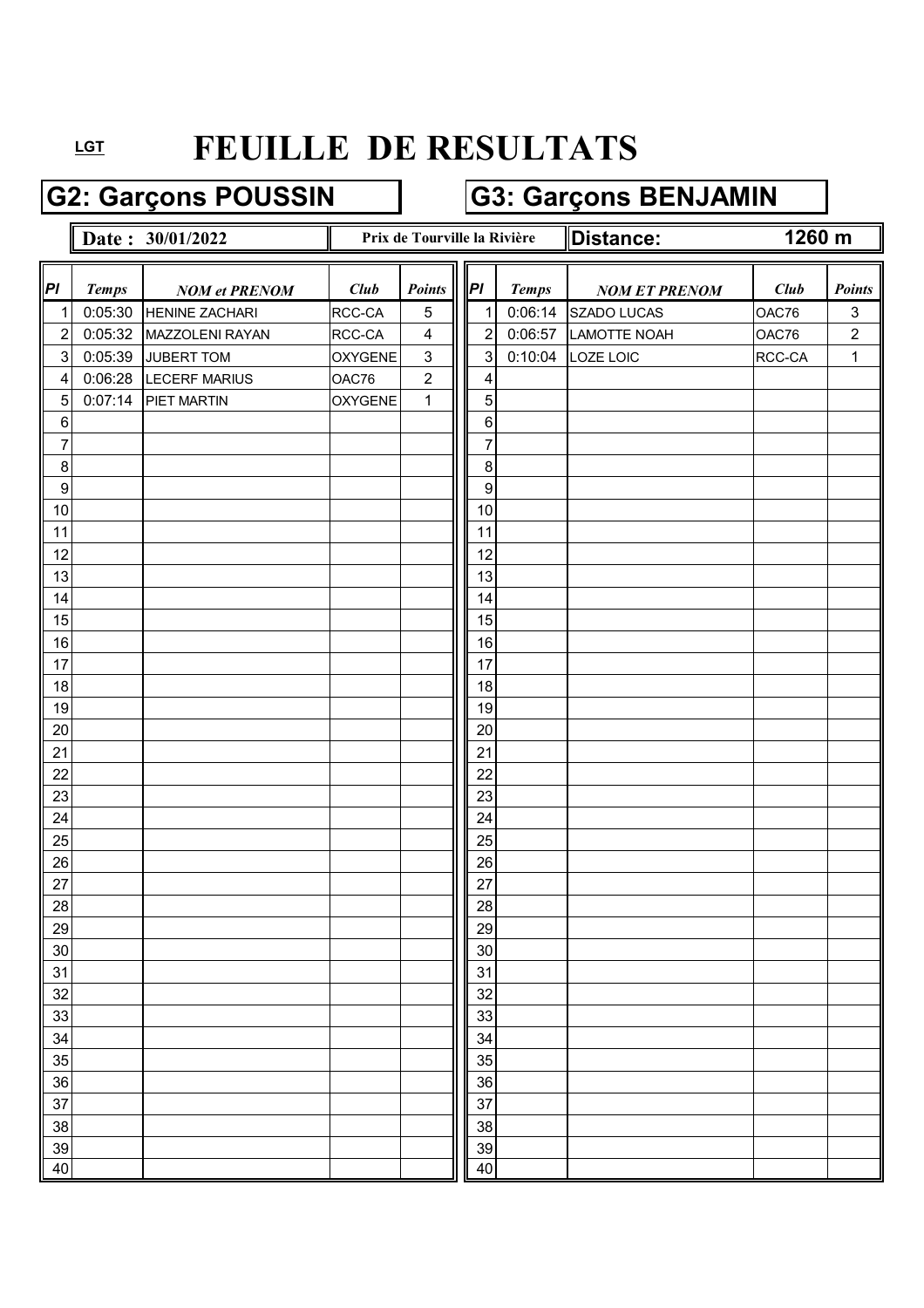LGT

# FEUILLE DE RESULTATS

## G2: Garçons POUSSIN

## G3: Garçons BENJAMIN

**Date : 30/01/2022** | **Prix de Tourville la Rivière** | **Distance: 1260 m**

| Pl | Temps | NOM et PRENOM | Club | Points |
|---|---|---|---|---|
| 1 | 0:05:30 | HENINE ZACHARI | RCC-CA | 5 |
| 2 | 0:05:32 | MAZZOLENI RAYAN | RCC-CA | 4 |
| 3 | 0:05:39 | JUBERT TOM | OXYGENE | 3 |
| 4 | 0:06:28 | LECERF MARIUS | OAC76 | 2 |
| 5 | 0:07:14 | PIET MARTIN | OXYGENE | 1 |
| 6 | | | | |
| 7 | | | | |
| 8 | | | | |
| 9 | | | | |
| 10 | | | | |
| 11 | | | | |
| 12 | | | | |
| 13 | | | | |
| 14 | | | | |
| 15 | | | | |
| 16 | | | | |
| 17 | | | | |
| 18 | | | | |
| 19 | | | | |
| 20 | | | | |
| 21 | | | | |
| 22 | | | | |
| 23 | | | | |
| 24 | | | | |
| 25 | | | | |
| 26 | | | | |
| 27 | | | | |
| 28 | | | | |
| 29 | | | | |
| 30 | | | | |
| 31 | | | | |
| 32 | | | | |
| 33 | | | | |
| 34 | | | | |
| 35 | | | | |
| 36 | | | | |
| 37 | | | | |
| 38 | | | | |
| 39 | | | | |
| 40 | | | | |

| Pl | Temps | NOM ET PRENOM | Club | Points |
|---|---|---|---|---|
| 1 | 0:06:14 | SZADO LUCAS | OAC76 | 3 |
| 2 | 0:06:57 | LAMOTTE NOAH | OAC76 | 2 |
| 3 | 0:10:04 | LOZE LOIC | RCC-CA | 1 |
| 4 | | | | |
| 5 | | | | |
| 6 | | | | |
| 7 | | | | |
| 8 | | | | |
| 9 | | | | |
| 10 | | | | |
| 11 | | | | |
| 12 | | | | |
| 13 | | | | |
| 14 | | | | |
| 15 | | | | |
| 16 | | | | |
| 17 | | | | |
| 18 | | | | |
| 19 | | | | |
| 20 | | | | |
| 21 | | | | |
| 22 | | | | |
| 23 | | | | |
| 24 | | | | |
| 25 | | | | |
| 26 | | | | |
| 27 | | | | |
| 28 | | | | |
| 29 | | | | |
| 30 | | | | |
| 31 | | | | |
| 32 | | | | |
| 33 | | | | |
| 34 | | | | |
| 35 | | | | |
| 36 | | | | |
| 37 | | | | |
| 38 | | | | |
| 39 | | | | |
| 40 | | | | |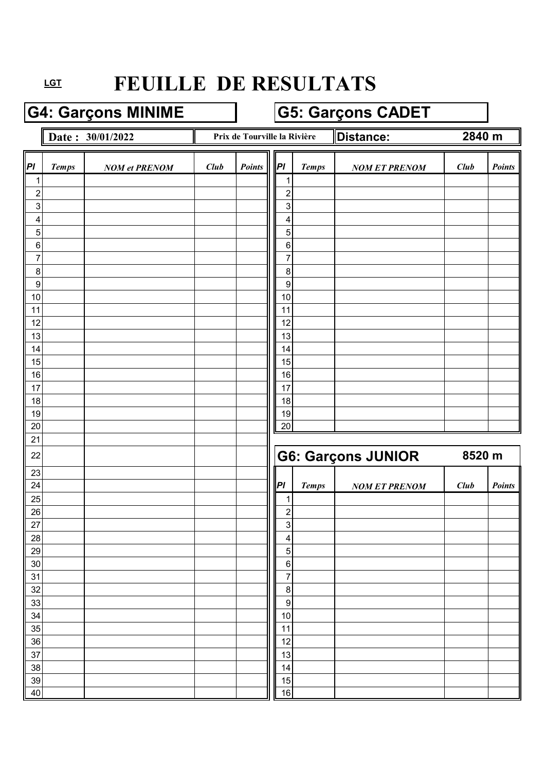LGT

# FEUILLE DE RESULTATS

## G4: Garçons MINIME

## G5: Garçons CADET

**Date : 30/01/2022** — **Prix de Tourville la Rivière** — **Distance: 2840 m**

| Pl | Temps | NOM et PRENOM | Club | Points |
|---|---|---|---|---|
| 1 | | | | |
| 2 | | | | |
| 3 | | | | |
| 4 | | | | |
| 5 | | | | |
| 6 | | | | |
| 7 | | | | |
| 8 | | | | |
| 9 | | | | |
| 10 | | | | |
| 11 | | | | |
| 12 | | | | |
| 13 | | | | |
| 14 | | | | |
| 15 | | | | |
| 16 | | | | |
| 17 | | | | |
| 18 | | | | |
| 19 | | | | |
| 20 | | | | |
| 21 | | | | |
| 22 | | | | |
| 23 | | | | |
| 24 | | | | |
| 25 | | | | |
| 26 | | | | |
| 27 | | | | |
| 28 | | | | |
| 29 | | | | |
| 30 | | | | |
| 31 | | | | |
| 32 | | | | |
| 33 | | | | |
| 34 | | | | |
| 35 | | | | |
| 36 | | | | |
| 37 | | | | |
| 38 | | | | |
| 39 | | | | |
| 40 | | | | |

**G5: Garçons CADET**

| Pl | Temps | NOM ET PRENOM | Club | Points |
|---|---|---|---|---|
| 1 | | | | |
| 2 | | | | |
| 3 | | | | |
| 4 | | | | |
| 5 | | | | |
| 6 | | | | |
| 7 | | | | |
| 8 | | | | |
| 9 | | | | |
| 10 | | | | |
| 11 | | | | |
| 12 | | | | |
| 13 | | | | |
| 14 | | | | |
| 15 | | | | |
| 16 | | | | |
| 17 | | | | |
| 18 | | | | |
| 19 | | | | |
| 20 | | | | |

## G6: Garçons JUNIOR — 8520 m

| Pl | Temps | NOM ET PRENOM | Club | Points |
|---|---|---|---|---|
| 1 | | | | |
| 2 | | | | |
| 3 | | | | |
| 4 | | | | |
| 5 | | | | |
| 6 | | | | |
| 7 | | | | |
| 8 | | | | |
| 9 | | | | |
| 10 | | | | |
| 11 | | | | |
| 12 | | | | |
| 13 | | | | |
| 14 | | | | |
| 15 | | | | |
| 16 | | | | |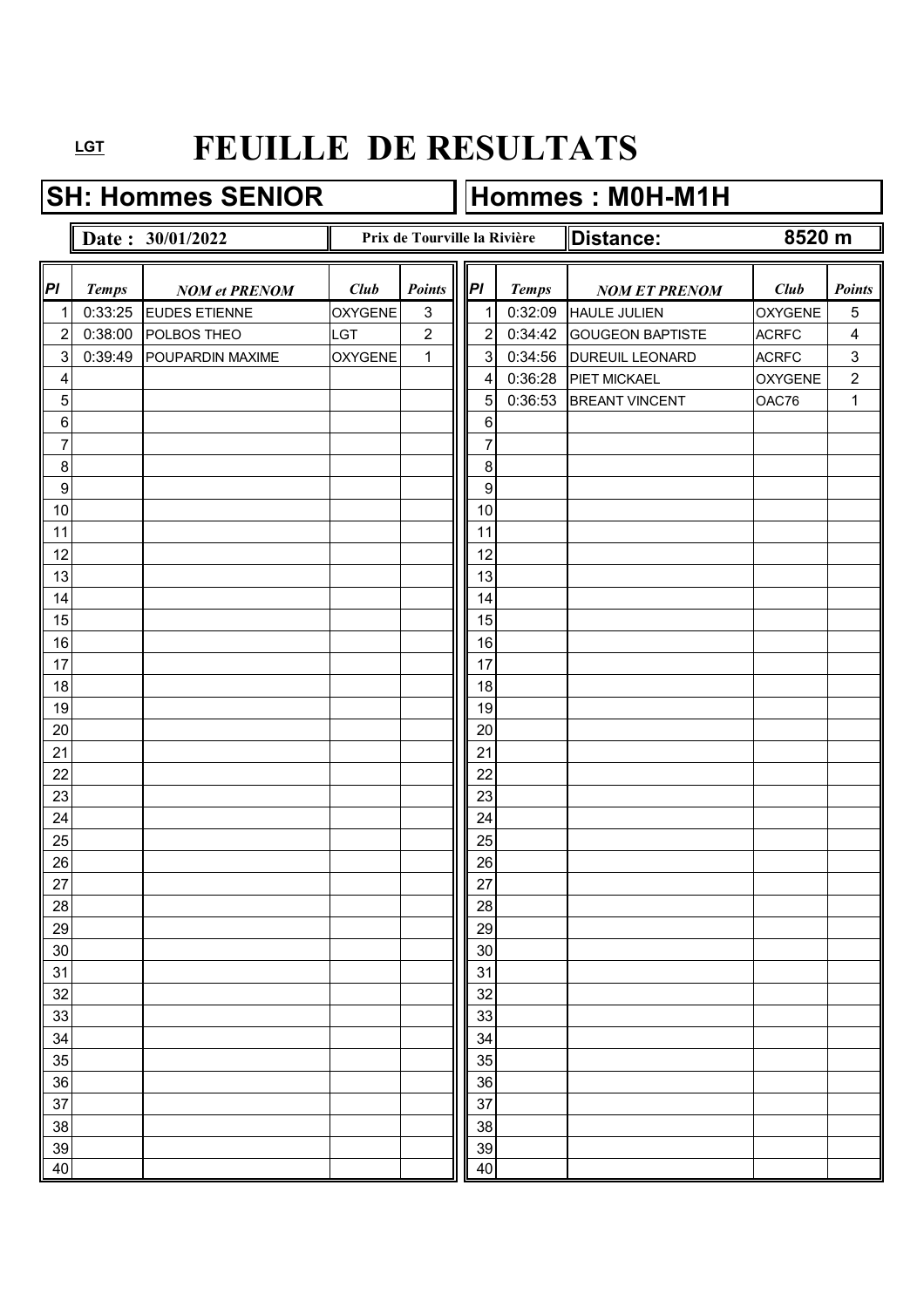LGT

# FEUILLE DE RESULTATS

## SH: Hommes SENIOR

**Date : 30/01/2022** — **Prix de Tourville la Rivière**

| Pl | Temps | NOM et PRENOM | Club | Points |
|---|---|---|---|---|
| 1 | 0:33:25 | EUDES ETIENNE | OXYGENE | 3 |
| 2 | 0:38:00 | POLBOS THEO | LGT | 2 |
| 3 | 0:39:49 | POUPARDIN MAXIME | OXYGENE | 1 |
| 4 | | | | |
| 5 | | | | |
| 6 | | | | |
| 7 | | | | |
| 8 | | | | |
| 9 | | | | |
| 10 | | | | |
| 11 | | | | |
| 12 | | | | |
| 13 | | | | |
| 14 | | | | |
| 15 | | | | |
| 16 | | | | |
| 17 | | | | |
| 18 | | | | |
| 19 | | | | |
| 20 | | | | |
| 21 | | | | |
| 22 | | | | |
| 23 | | | | |
| 24 | | | | |
| 25 | | | | |
| 26 | | | | |
| 27 | | | | |
| 28 | | | | |
| 29 | | | | |
| 30 | | | | |
| 31 | | | | |
| 32 | | | | |
| 33 | | | | |
| 34 | | | | |
| 35 | | | | |
| 36 | | | | |
| 37 | | | | |
| 38 | | | | |
| 39 | | | | |
| 40 | | | | |

## Hommes : M0H-M1H

**Distance: 8520 m**

| Pl | Temps | NOM ET PRENOM | Club | Points |
|---|---|---|---|---|
| 1 | 0:32:09 | HAULE JULIEN | OXYGENE | 5 |
| 2 | 0:34:42 | GOUGEON BAPTISTE | ACRFC | 4 |
| 3 | 0:34:56 | DUREUIL LEONARD | ACRFC | 3 |
| 4 | 0:36:28 | PIET MICKAEL | OXYGENE | 2 |
| 5 | 0:36:53 | BREANT VINCENT | OAC76 | 1 |
| 6 | | | | |
| 7 | | | | |
| 8 | | | | |
| 9 | | | | |
| 10 | | | | |
| 11 | | | | |
| 12 | | | | |
| 13 | | | | |
| 14 | | | | |
| 15 | | | | |
| 16 | | | | |
| 17 | | | | |
| 18 | | | | |
| 19 | | | | |
| 20 | | | | |
| 21 | | | | |
| 22 | | | | |
| 23 | | | | |
| 24 | | | | |
| 25 | | | | |
| 26 | | | | |
| 27 | | | | |
| 28 | | | | |
| 29 | | | | |
| 30 | | | | |
| 31 | | | | |
| 32 | | | | |
| 33 | | | | |
| 34 | | | | |
| 35 | | | | |
| 36 | | | | |
| 37 | | | | |
| 38 | | | | |
| 39 | | | | |
| 40 | | | | |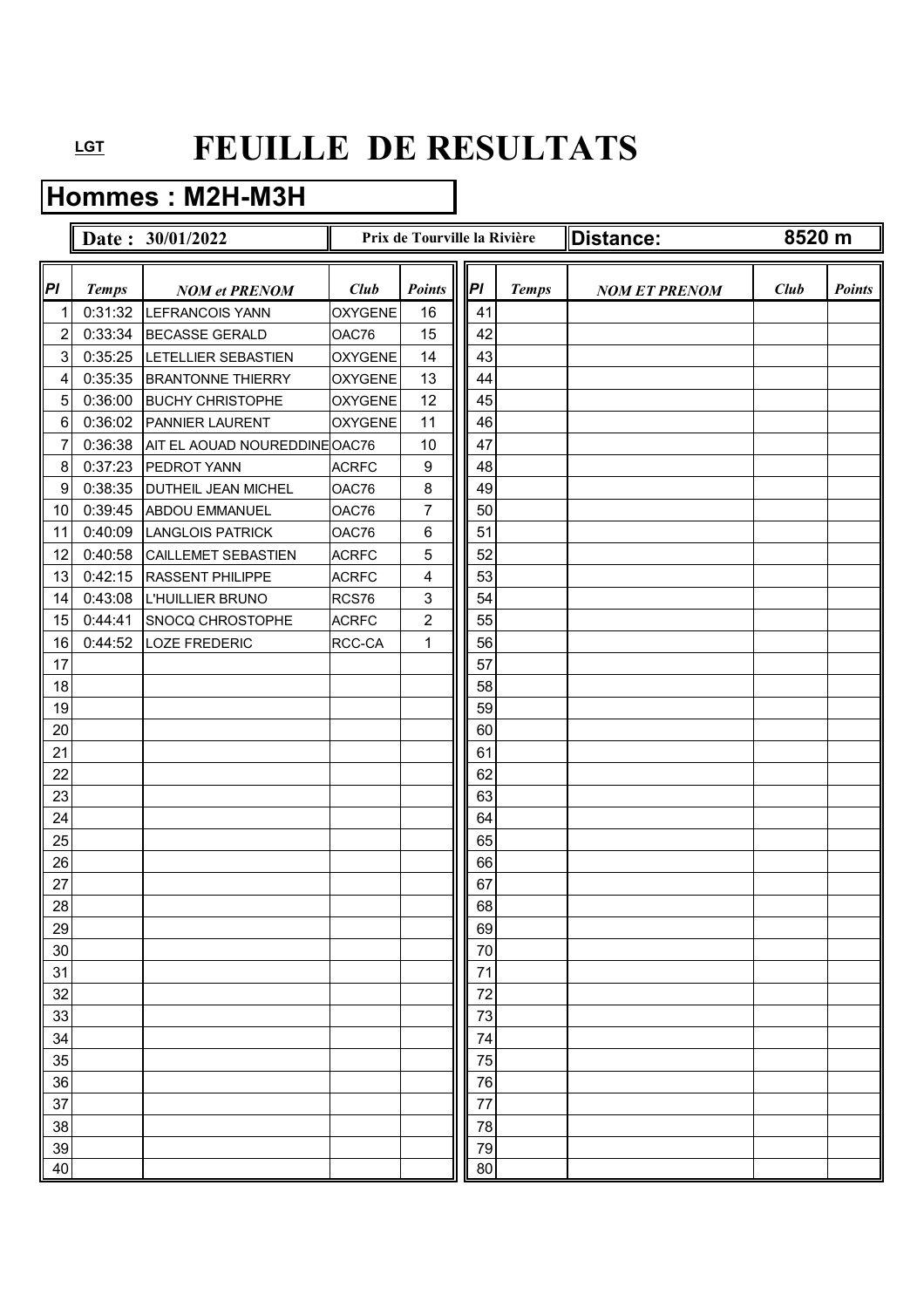LGT

# FEUILLE DE RESULTATS

## Hommes : M2H-M3H

**Date : 30/01/2022** | **Prix de Tourville la Rivière** | **Distance: 8520 m**

| Pl | Temps | NOM et PRENOM | Club | Points |
|---|---|---|---|---|
| 1 | 0:31:32 | LEFRANCOIS YANN | OXYGENE | 16 |
| 2 | 0:33:34 | BECASSE GERALD | OAC76 | 15 |
| 3 | 0:35:25 | LETELLIER SEBASTIEN | OXYGENE | 14 |
| 4 | 0:35:35 | BRANTONNE THIERRY | OXYGENE | 13 |
| 5 | 0:36:00 | BUCHY CHRISTOPHE | OXYGENE | 12 |
| 6 | 0:36:02 | PANNIER LAURENT | OXYGENE | 11 |
| 7 | 0:36:38 | AIT EL AOUAD NOUREDDINE | OAC76 | 10 |
| 8 | 0:37:23 | PEDROT YANN | ACRFC | 9 |
| 9 | 0:38:35 | DUTHEIL JEAN MICHEL | OAC76 | 8 |
| 10 | 0:39:45 | ABDOU EMMANUEL | OAC76 | 7 |
| 11 | 0:40:09 | LANGLOIS PATRICK | OAC76 | 6 |
| 12 | 0:40:58 | CAILLEMET SEBASTIEN | ACRFC | 5 |
| 13 | 0:42:15 | RASSENT PHILIPPE | ACRFC | 4 |
| 14 | 0:43:08 | L'HUILLIER BRUNO | RCS76 | 3 |
| 15 | 0:44:41 | SNOCQ CHROSTOPHE | ACRFC | 2 |
| 16 | 0:44:52 | LOZE FREDERIC | RCC-CA | 1 |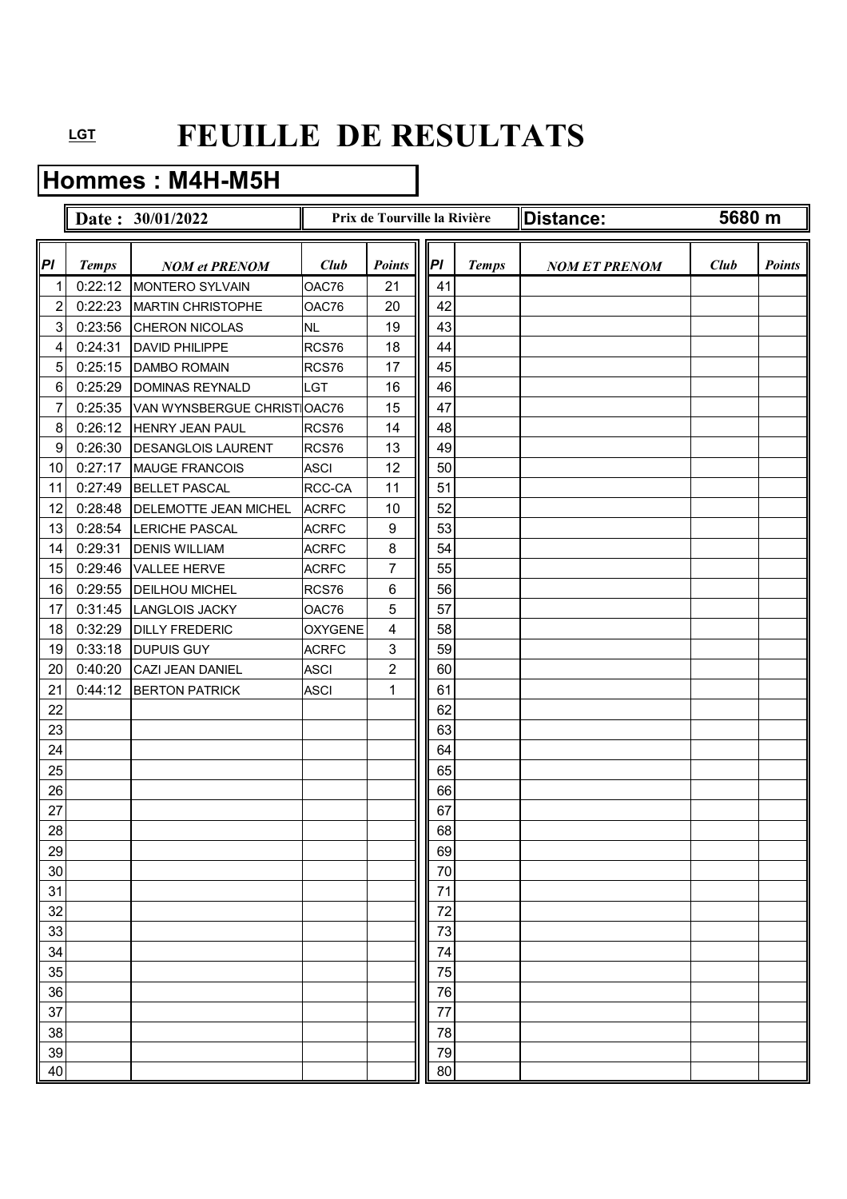LGT

# FEUILLE DE RESULTATS

## Hommes : M4H-M5H

**Date : 30/01/2022** | **Prix de Tourville la Rivière** | **Distance: 5680 m**

| Pl | Temps | NOM et PRENOM | Club | Points |
|---|---|---|---|---|
| 1 | 0:22:12 | MONTERO SYLVAIN | OAC76 | 21 |
| 2 | 0:22:23 | MARTIN CHRISTOPHE | OAC76 | 20 |
| 3 | 0:23:56 | CHERON NICOLAS | NL | 19 |
| 4 | 0:24:31 | DAVID PHILIPPE | RCS76 | 18 |
| 5 | 0:25:15 | DAMBO ROMAIN | RCS76 | 17 |
| 6 | 0:25:29 | DOMINAS REYNALD | LGT | 16 |
| 7 | 0:25:35 | VAN WYNSBERGUE CHRISTI | OAC76 | 15 |
| 8 | 0:26:12 | HENRY JEAN PAUL | RCS76 | 14 |
| 9 | 0:26:30 | DESANGLOIS LAURENT | RCS76 | 13 |
| 10 | 0:27:17 | MAUGE FRANCOIS | ASCI | 12 |
| 11 | 0:27:49 | BELLET PASCAL | RCC-CA | 11 |
| 12 | 0:28:48 | DELEMOTTE JEAN MICHEL | ACRFC | 10 |
| 13 | 0:28:54 | LERICHE PASCAL | ACRFC | 9 |
| 14 | 0:29:31 | DENIS WILLIAM | ACRFC | 8 |
| 15 | 0:29:46 | VALLEE HERVE | ACRFC | 7 |
| 16 | 0:29:55 | DEILHOU MICHEL | RCS76 | 6 |
| 17 | 0:31:45 | LANGLOIS JACKY | OAC76 | 5 |
| 18 | 0:32:29 | DILLY FREDERIC | OXYGENE | 4 |
| 19 | 0:33:18 | DUPUIS GUY | ACRFC | 3 |
| 20 | 0:40:20 | CAZI JEAN DANIEL | ASCI | 2 |
| 21 | 0:44:12 | BERTON PATRICK | ASCI | 1 |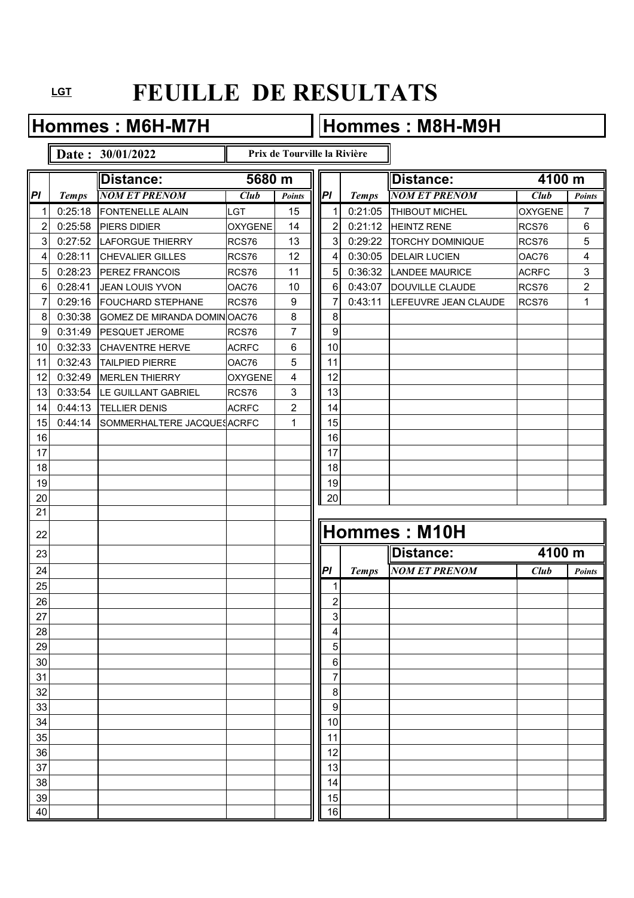LGT

# FEUILLE DE RESULTATS

## Hommes : M6H-M7H

**Date : 30/01/2022** — **Prix de Tourville la Rivière**

Distance: 5680 m

| Pl | Temps | NOM ET PRENOM | Club | Points |
|---|---|---|---|---|
| 1 | 0:25:18 | FONTENELLE ALAIN | LGT | 15 |
| 2 | 0:25:58 | PIERS DIDIER | OXYGENE | 14 |
| 3 | 0:27:52 | LAFORGUE THIERRY | RCS76 | 13 |
| 4 | 0:28:11 | CHEVALIER GILLES | RCS76 | 12 |
| 5 | 0:28:23 | PEREZ FRANCOIS | RCS76 | 11 |
| 6 | 0:28:41 | JEAN LOUIS YVON | OAC76 | 10 |
| 7 | 0:29:16 | FOUCHARD STEPHANE | RCS76 | 9 |
| 8 | 0:30:38 | GOMEZ DE MIRANDA DOMIN | OAC76 | 8 |
| 9 | 0:31:49 | PESQUET JEROME | RCS76 | 7 |
| 10 | 0:32:33 | CHAVENTRE HERVE | ACRFC | 6 |
| 11 | 0:32:43 | TAILPIED PIERRE | OAC76 | 5 |
| 12 | 0:32:49 | MERLEN THIERRY | OXYGENE | 4 |
| 13 | 0:33:54 | LE GUILLANT GABRIEL | RCS76 | 3 |
| 14 | 0:44:13 | TELLIER DENIS | ACRFC | 2 |
| 15 | 0:44:14 | SOMMERHALTERE JACQUES | ACRFC | 1 |
| 16 | | | | |
| 17 | | | | |
| 18 | | | | |
| 19 | | | | |
| 20 | | | | |
| 21 | | | | |
| 22 | | | | |
| 23 | | | | |
| 24 | | | | |
| 25 | | | | |
| 26 | | | | |
| 27 | | | | |
| 28 | | | | |
| 29 | | | | |
| 30 | | | | |
| 31 | | | | |
| 32 | | | | |
| 33 | | | | |
| 34 | | | | |
| 35 | | | | |
| 36 | | | | |
| 37 | | | | |
| 38 | | | | |
| 39 | | | | |
| 40 | | | | |

## Hommes : M8H-M9H

Distance: 4100 m

| Pl | Temps | NOM ET PRENOM | Club | Points |
|---|---|---|---|---|
| 1 | 0:21:05 | THIBOUT MICHEL | OXYGENE | 7 |
| 2 | 0:21:12 | HEINTZ RENE | RCS76 | 6 |
| 3 | 0:29:22 | TORCHY DOMINIQUE | RCS76 | 5 |
| 4 | 0:30:05 | DELAIR LUCIEN | OAC76 | 4 |
| 5 | 0:36:32 | LANDEE MAURICE | ACRFC | 3 |
| 6 | 0:43:07 | DOUVILLE CLAUDE | RCS76 | 2 |
| 7 | 0:43:11 | LEFEUVRE JEAN CLAUDE | RCS76 | 1 |
| 8 | | | | |
| 9 | | | | |
| 10 | | | | |
| 11 | | | | |
| 12 | | | | |
| 13 | | | | |
| 14 | | | | |
| 15 | | | | |
| 16 | | | | |
| 17 | | | | |
| 18 | | | | |
| 19 | | | | |
| 20 | | | | |

## Hommes : M10H

Distance: 4100 m

| Pl | Temps | NOM ET PRENOM | Club | Points |
|---|---|---|---|---|
| 1 | | | | |
| 2 | | | | |
| 3 | | | | |
| 4 | | | | |
| 5 | | | | |
| 6 | | | | |
| 7 | | | | |
| 8 | | | | |
| 9 | | | | |
| 10 | | | | |
| 11 | | | | |
| 12 | | | | |
| 13 | | | | |
| 14 | | | | |
| 15 | | | | |
| 16 | | | | |